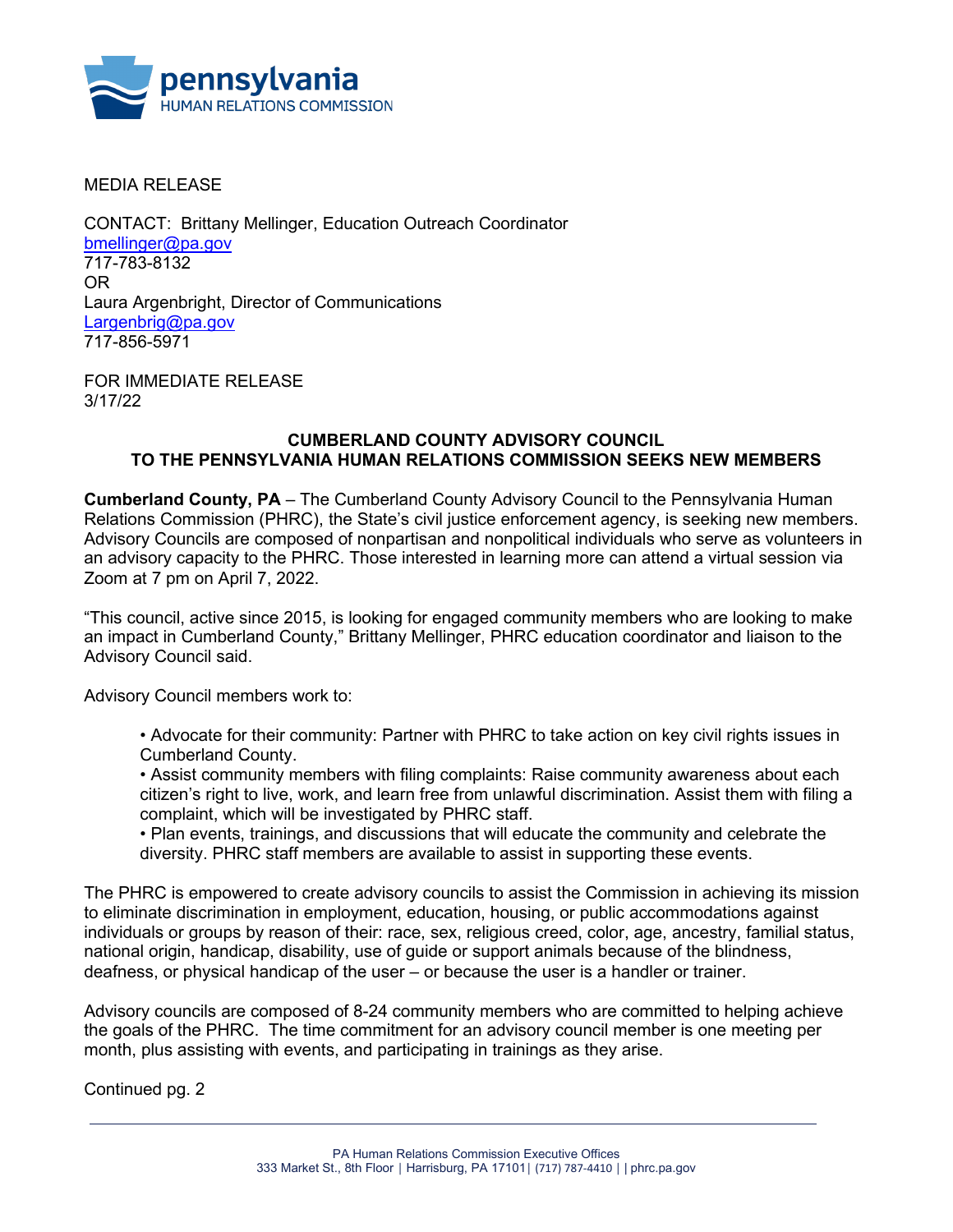pennsylvania
HUMAN RELATIONS COMMISSION

MEDIA RELEASE

CONTACT: Brittany Mellinger, Education Outreach Coordinator
bmellinger@pa.gov
717-783-8132
OR
Laura Argenbright, Director of Communications
Largenbrig@pa.gov
717-856-5971

FOR IMMEDIATE RELEASE
3/17/22

## CUMBERLAND COUNTY ADVISORY COUNCIL TO THE PENNSYLVANIA HUMAN RELATIONS COMMISSION SEEKS NEW MEMBERS

**Cumberland County, PA** – The Cumberland County Advisory Council to the Pennsylvania Human Relations Commission (PHRC), the State's civil justice enforcement agency, is seeking new members. Advisory Councils are composed of nonpartisan and nonpolitical individuals who serve as volunteers in an advisory capacity to the PHRC. Those interested in learning more can attend a virtual session via Zoom at 7 pm on April 7, 2022.

"This council, active since 2015, is looking for engaged community members who are looking to make an impact in Cumberland County," Brittany Mellinger, PHRC education coordinator and liaison to the Advisory Council said.

Advisory Council members work to:

- Advocate for their community: Partner with PHRC to take action on key civil rights issues in Cumberland County.
- Assist community members with filing complaints: Raise community awareness about each citizen's right to live, work, and learn free from unlawful discrimination. Assist them with filing a complaint, which will be investigated by PHRC staff.
- Plan events, trainings, and discussions that will educate the community and celebrate the diversity. PHRC staff members are available to assist in supporting these events.

The PHRC is empowered to create advisory councils to assist the Commission in achieving its mission to eliminate discrimination in employment, education, housing, or public accommodations against individuals or groups by reason of their: race, sex, religious creed, color, age, ancestry, familial status, national origin, handicap, disability, use of guide or support animals because of the blindness, deafness, or physical handicap of the user – or because the user is a handler or trainer.

Advisory councils are composed of 8-24 community members who are committed to helping achieve the goals of the PHRC. The time commitment for an advisory council member is one meeting per month, plus assisting with events, and participating in trainings as they arise.

Continued pg. 2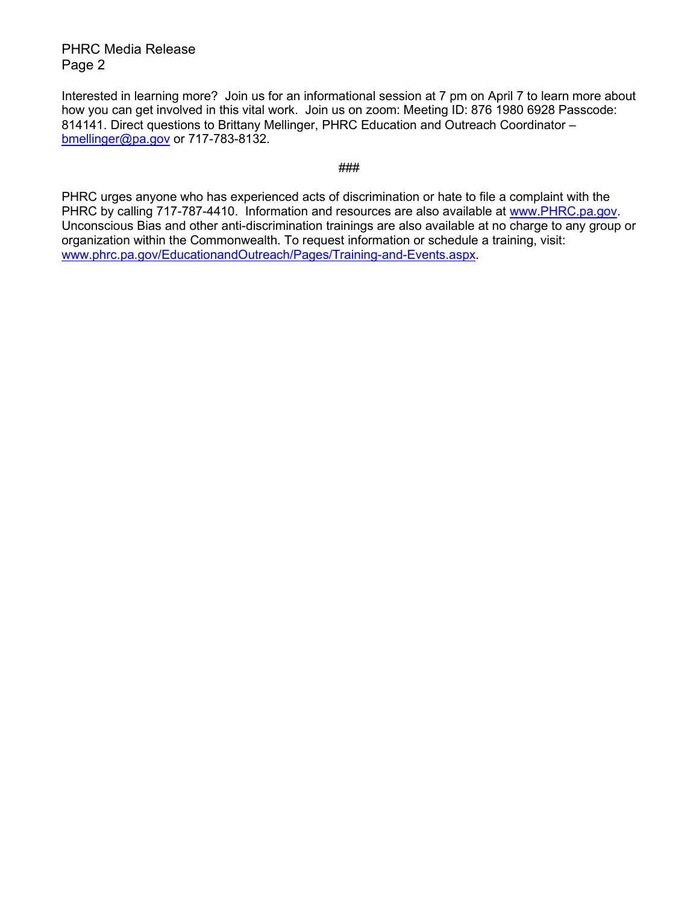Interested in learning more? Join us for an informational session at 7 pm on April 7 to learn more about how you can get involved in this vital work. Join us on zoom: Meeting ID: 876 1980 6928 Passcode: 814141. Direct questions to Brittany Mellinger, PHRC Education and Outreach Coordinator – bmellinger@pa.gov or 717-783-8132.

###

PHRC urges anyone who has experienced acts of discrimination or hate to file a complaint with the PHRC by calling 717-787-4410. Information and resources are also available at www.PHRC.pa.gov. Unconscious Bias and other anti-discrimination trainings are also available at no charge to any group or organization within the Commonwealth. To request information or schedule a training, visit: www.phrc.pa.gov/EducationandOutreach/Pages/Training-and-Events.aspx.